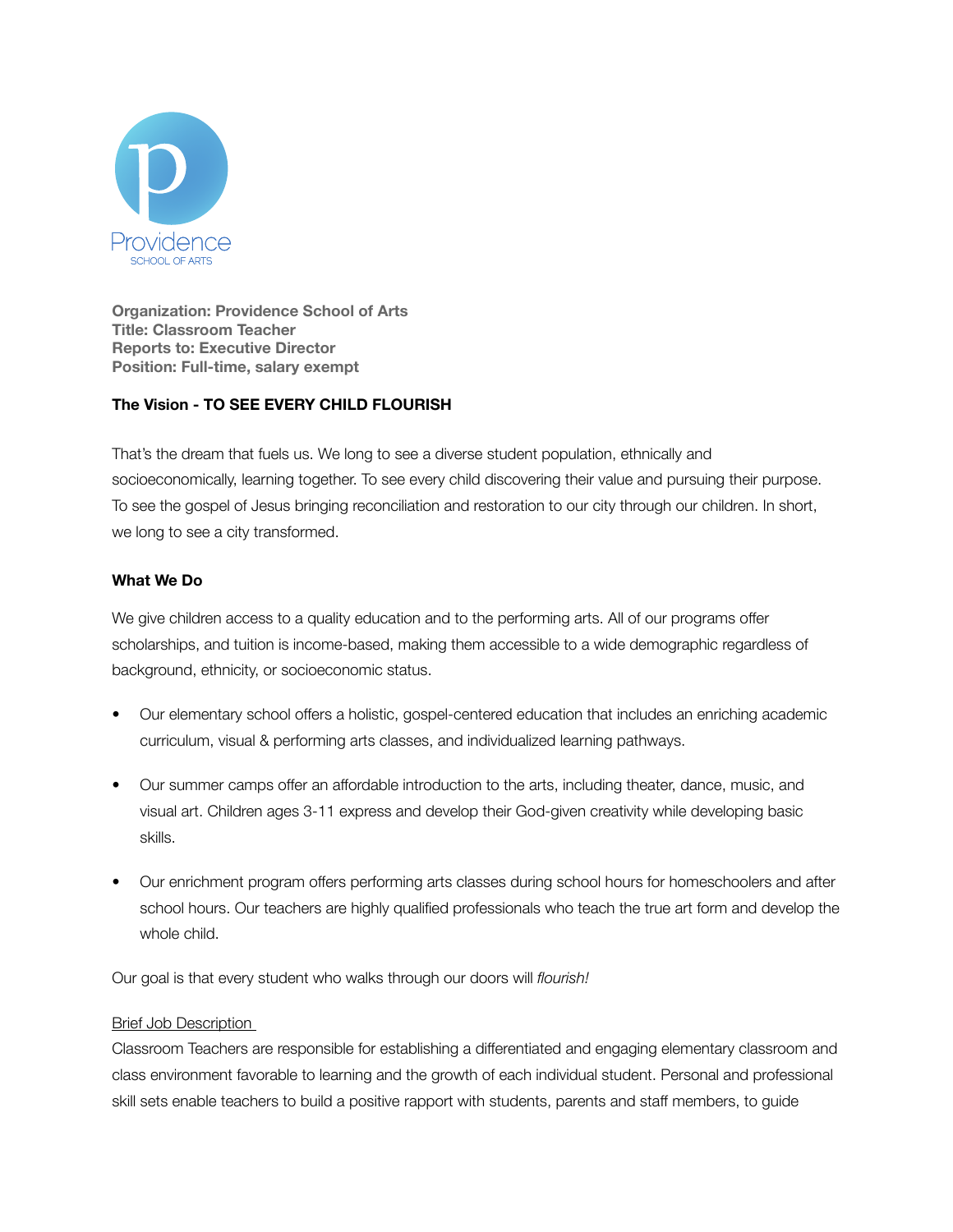Providence
SCHOOL OF ARTS

**Organization: Providence School of Arts**
**Title: Classroom Teacher**
**Reports to: Executive Director**
**Position: Full-time, salary exempt**

## The Vision - TO SEE EVERY CHILD FLOURISH

That's the dream that fuels us. We long to see a diverse student population, ethnically and socioeconomically, learning together. To see every child discovering their value and pursuing their purpose. To see the gospel of Jesus bringing reconciliation and restoration to our city through our children. In short, we long to see a city transformed.

## What We Do

We give children access to a quality education and to the performing arts. All of our programs offer scholarships, and tuition is income-based, making them accessible to a wide demographic regardless of background, ethnicity, or socioeconomic status.

- Our elementary school offers a holistic, gospel-centered education that includes an enriching academic curriculum, visual & performing arts classes, and individualized learning pathways.
- Our summer camps offer an affordable introduction to the arts, including theater, dance, music, and visual art. Children ages 3-11 express and develop their God-given creativity while developing basic skills.
- Our enrichment program offers performing arts classes during school hours for homeschoolers and after school hours. Our teachers are highly qualified professionals who teach the true art form and develop the whole child.

Our goal is that every student who walks through our doors will *flourish!*

Brief Job Description

Classroom Teachers are responsible for establishing a differentiated and engaging elementary classroom and class environment favorable to learning and the growth of each individual student. Personal and professional skill sets enable teachers to build a positive rapport with students, parents and staff members, to guide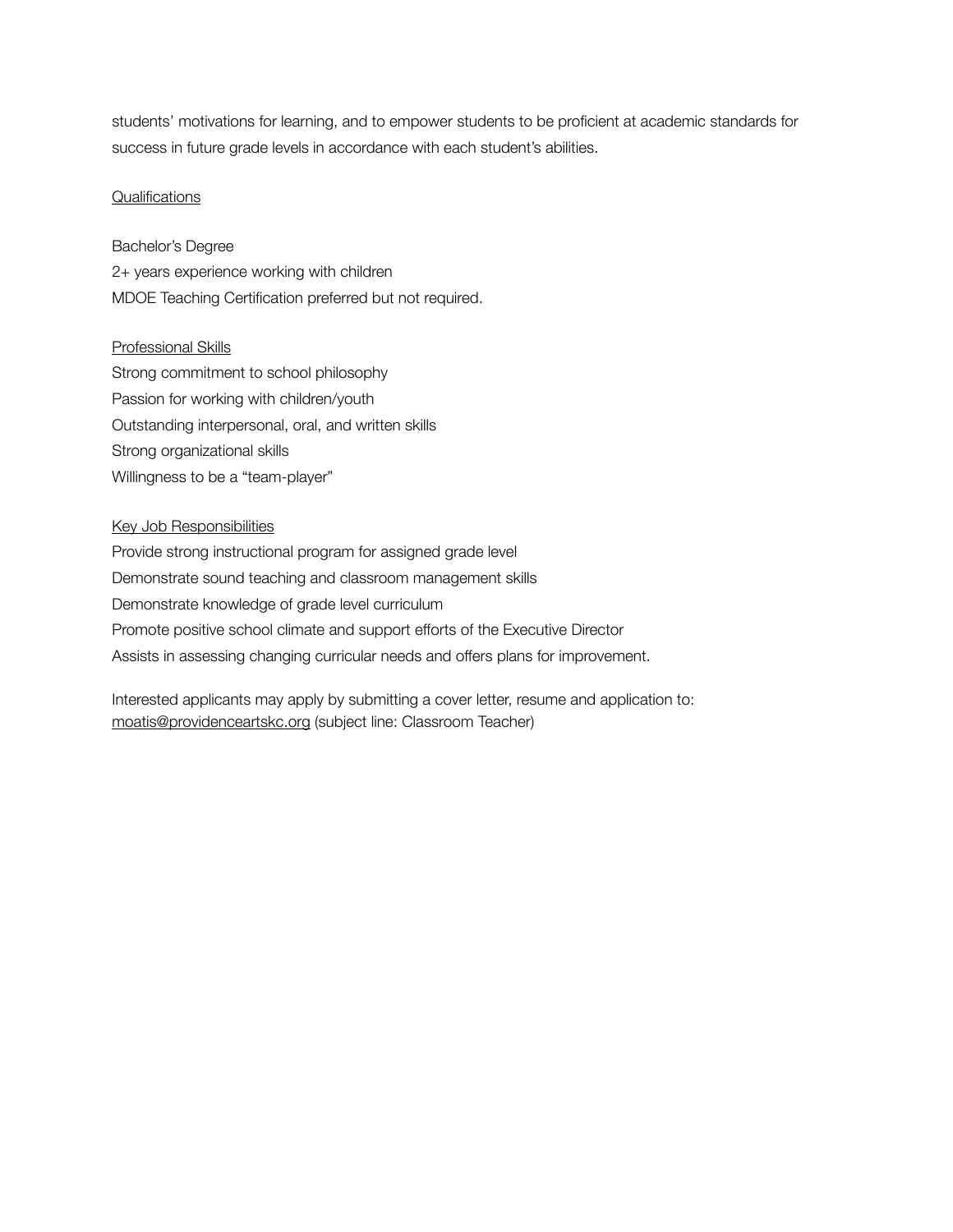students' motivations for learning, and to empower students to be proficient at academic standards for success in future grade levels in accordance with each student's abilities.

<u>Qualifications</u>

Bachelor's Degree
2+ years experience working with children
MDOE Teaching Certification preferred but not required.

<u>Professional Skills</u>
Strong commitment to school philosophy
Passion for working with children/youth
Outstanding interpersonal, oral, and written skills
Strong organizational skills
Willingness to be a "team-player"

<u>Key Job Responsibilities</u>
Provide strong instructional program for assigned grade level
Demonstrate sound teaching and classroom management skills
Demonstrate knowledge of grade level curriculum
Promote positive school climate and support efforts of the Executive Director
Assists in assessing changing curricular needs and offers plans for improvement.

Interested applicants may apply by submitting a cover letter, resume and application to: moatis@providenceartskc.org (subject line: Classroom Teacher)